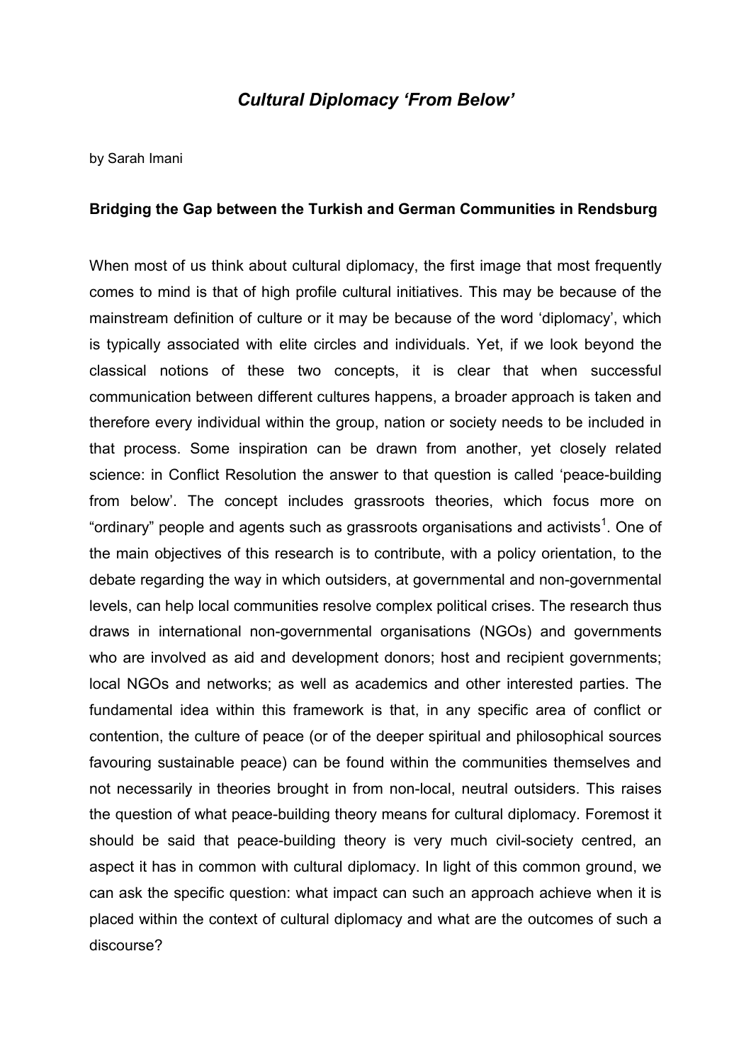# *Cultural Diplomacy 'From Below'*

by Sarah Imani

### Bridging the Gap between the Turkish and German Communities in Rendsburg

When most of us think about cultural diplomacy, the first image that most frequently comes to mind is that of high profile cultural initiatives. This may be because of the mainstream definition of culture or it may be because of the word 'diplomacy', which is typically associated with elite circles and individuals. Yet, if we look beyond the classical notions of these two concepts, it is clear that when successful communication between different cultures happens, a broader approach is taken and therefore every individual within the group, nation or society needs to be included in that process. Some inspiration can be drawn from another, yet closely related science: in Conflict Resolution the answer to that question is called 'peace-building from below'. The concept includes grassroots theories, which focus more on "ordinary" people and agents such as grassroots organisations and activists[1]. One of the main objectives of this research is to contribute, with a policy orientation, to the debate regarding the way in which outsiders, at governmental and non-governmental levels, can help local communities resolve complex political crises. The research thus draws in international non-governmental organisations (NGOs) and governments who are involved as aid and development donors; host and recipient governments; local NGOs and networks; as well as academics and other interested parties. The fundamental idea within this framework is that, in any specific area of conflict or contention, the culture of peace (or of the deeper spiritual and philosophical sources favouring sustainable peace) can be found within the communities themselves and not necessarily in theories brought in from non-local, neutral outsiders. This raises the question of what peace-building theory means for cultural diplomacy. Foremost it should be said that peace-building theory is very much civil-society centred, an aspect it has in common with cultural diplomacy. In light of this common ground, we can ask the specific question: what impact can such an approach achieve when it is placed within the context of cultural diplomacy and what are the outcomes of such a discourse?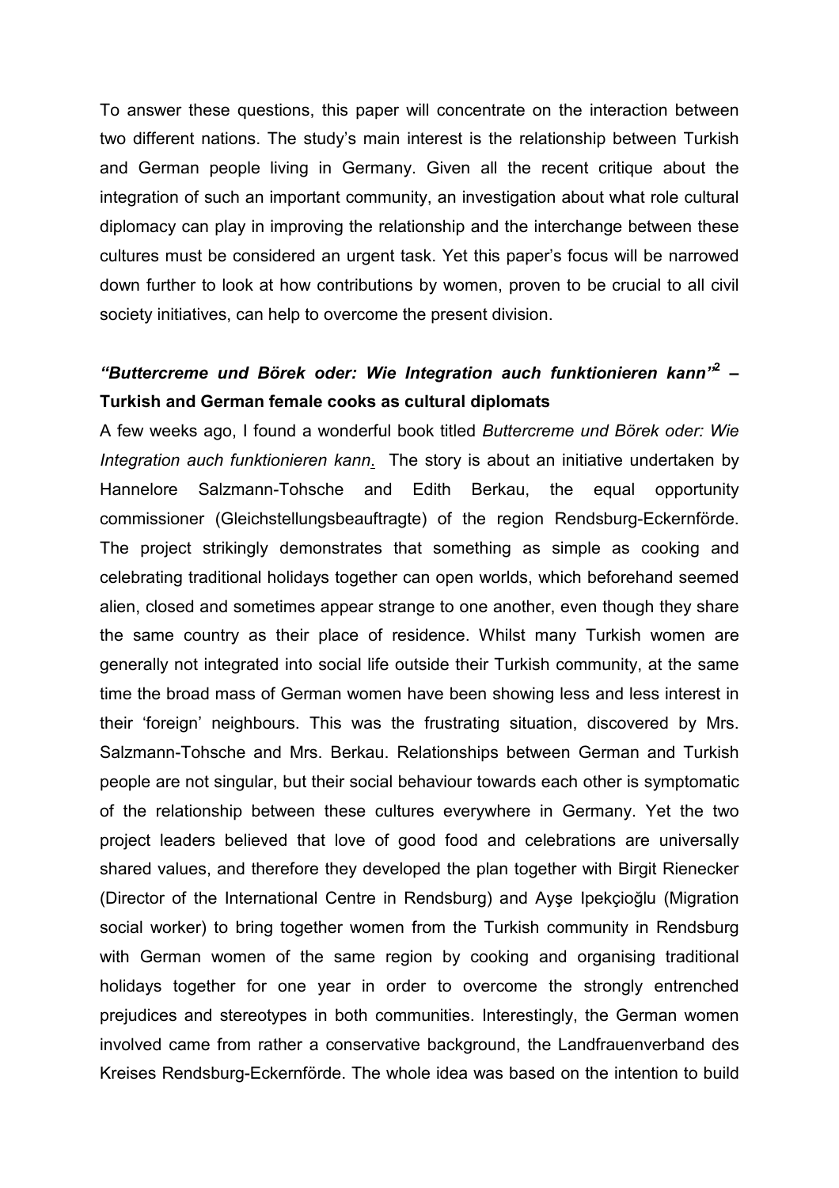To answer these questions, this paper will concentrate on the interaction between two different nations. The study's main interest is the relationship between Turkish and German people living in Germany. Given all the recent critique about the integration of such an important community, an investigation about what role cultural diplomacy can play in improving the relationship and the interchange between these cultures must be considered an urgent task. Yet this paper's focus will be narrowed down further to look at how contributions by women, proven to be crucial to all civil society initiatives, can help to overcome the present division.

## *"Buttercreme und Börek oder: Wie Integration auch funktionieren kann"*[2] – Turkish and German female cooks as cultural diplomats

A few weeks ago, I found a wonderful book titled *Buttercreme und Börek oder: Wie Integration auch funktionieren kann*. The story is about an initiative undertaken by Hannelore Salzmann-Tohsche and Edith Berkau, the equal opportunity commissioner (Gleichstellungsbeauftragte) of the region Rendsburg-Eckernförde. The project strikingly demonstrates that something as simple as cooking and celebrating traditional holidays together can open worlds, which beforehand seemed alien, closed and sometimes appear strange to one another, even though they share the same country as their place of residence. Whilst many Turkish women are generally not integrated into social life outside their Turkish community, at the same time the broad mass of German women have been showing less and less interest in their 'foreign' neighbours. This was the frustrating situation, discovered by Mrs. Salzmann-Tohsche and Mrs. Berkau. Relationships between German and Turkish people are not singular, but their social behaviour towards each other is symptomatic of the relationship between these cultures everywhere in Germany. Yet the two project leaders believed that love of good food and celebrations are universally shared values, and therefore they developed the plan together with Birgit Rienecker (Director of the International Centre in Rendsburg) and Ayşe Ipekçioğlu (Migration social worker) to bring together women from the Turkish community in Rendsburg with German women of the same region by cooking and organising traditional holidays together for one year in order to overcome the strongly entrenched prejudices and stereotypes in both communities. Interestingly, the German women involved came from rather a conservative background, the Landfrauenverband des Kreises Rendsburg-Eckernförde. The whole idea was based on the intention to build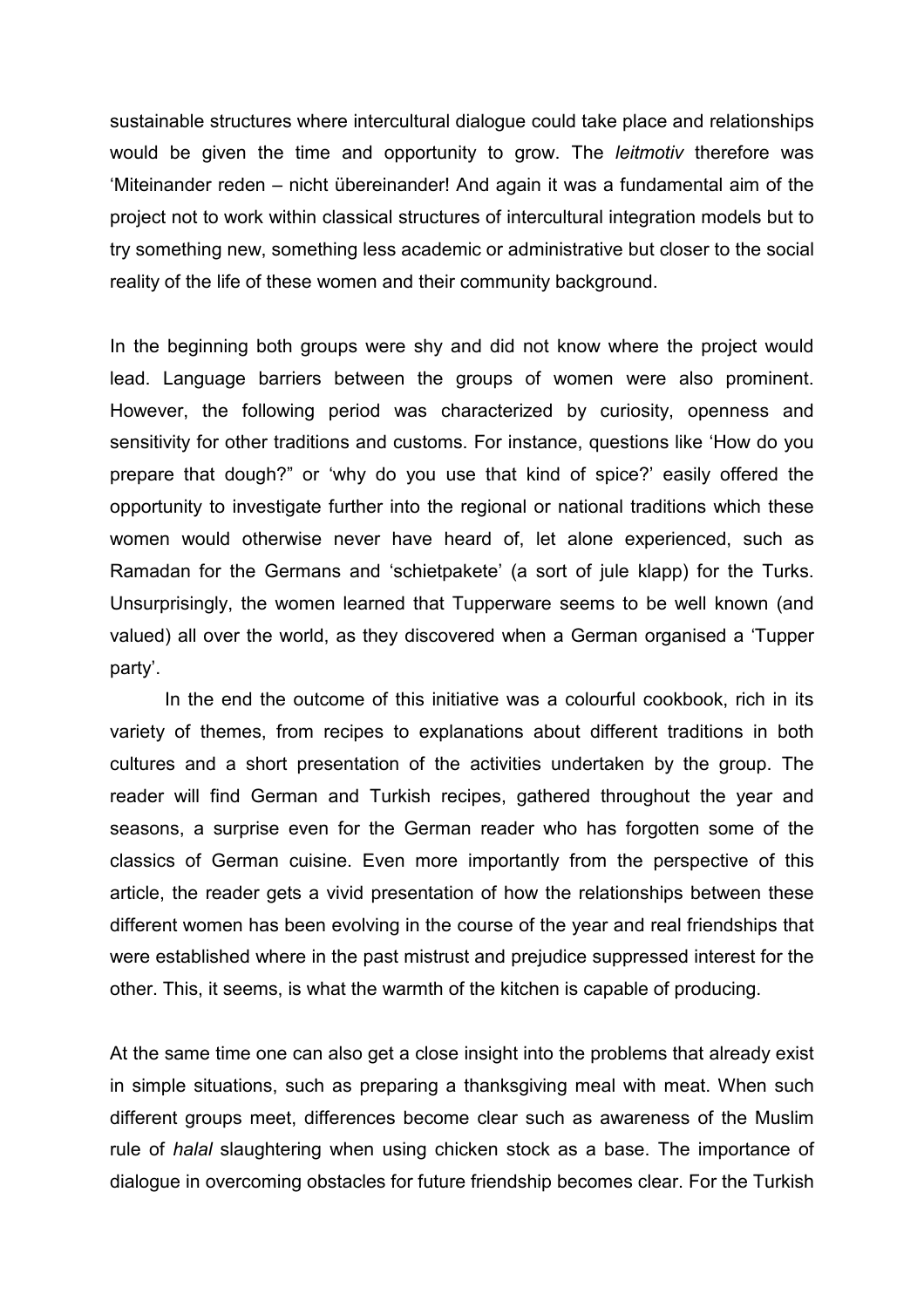sustainable structures where intercultural dialogue could take place and relationships would be given the time and opportunity to grow. The *leitmotiv* therefore was 'Miteinander reden – nicht übereinander! And again it was a fundamental aim of the project not to work within classical structures of intercultural integration models but to try something new, something less academic or administrative but closer to the social reality of the life of these women and their community background.

In the beginning both groups were shy and did not know where the project would lead. Language barriers between the groups of women were also prominent. However, the following period was characterized by curiosity, openness and sensitivity for other traditions and customs. For instance, questions like 'How do you prepare that dough?" or 'why do you use that kind of spice?' easily offered the opportunity to investigate further into the regional or national traditions which these women would otherwise never have heard of, let alone experienced, such as Ramadan for the Germans and 'schietpakete' (a sort of jule klapp) for the Turks. Unsurprisingly, the women learned that Tupperware seems to be well known (and valued) all over the world, as they discovered when a German organised a 'Tupper party'.

In the end the outcome of this initiative was a colourful cookbook, rich in its variety of themes, from recipes to explanations about different traditions in both cultures and a short presentation of the activities undertaken by the group. The reader will find German and Turkish recipes, gathered throughout the year and seasons, a surprise even for the German reader who has forgotten some of the classics of German cuisine. Even more importantly from the perspective of this article, the reader gets a vivid presentation of how the relationships between these different women has been evolving in the course of the year and real friendships that were established where in the past mistrust and prejudice suppressed interest for the other. This, it seems, is what the warmth of the kitchen is capable of producing.

At the same time one can also get a close insight into the problems that already exist in simple situations, such as preparing a thanksgiving meal with meat. When such different groups meet, differences become clear such as awareness of the Muslim rule of *halal* slaughtering when using chicken stock as a base. The importance of dialogue in overcoming obstacles for future friendship becomes clear. For the Turkish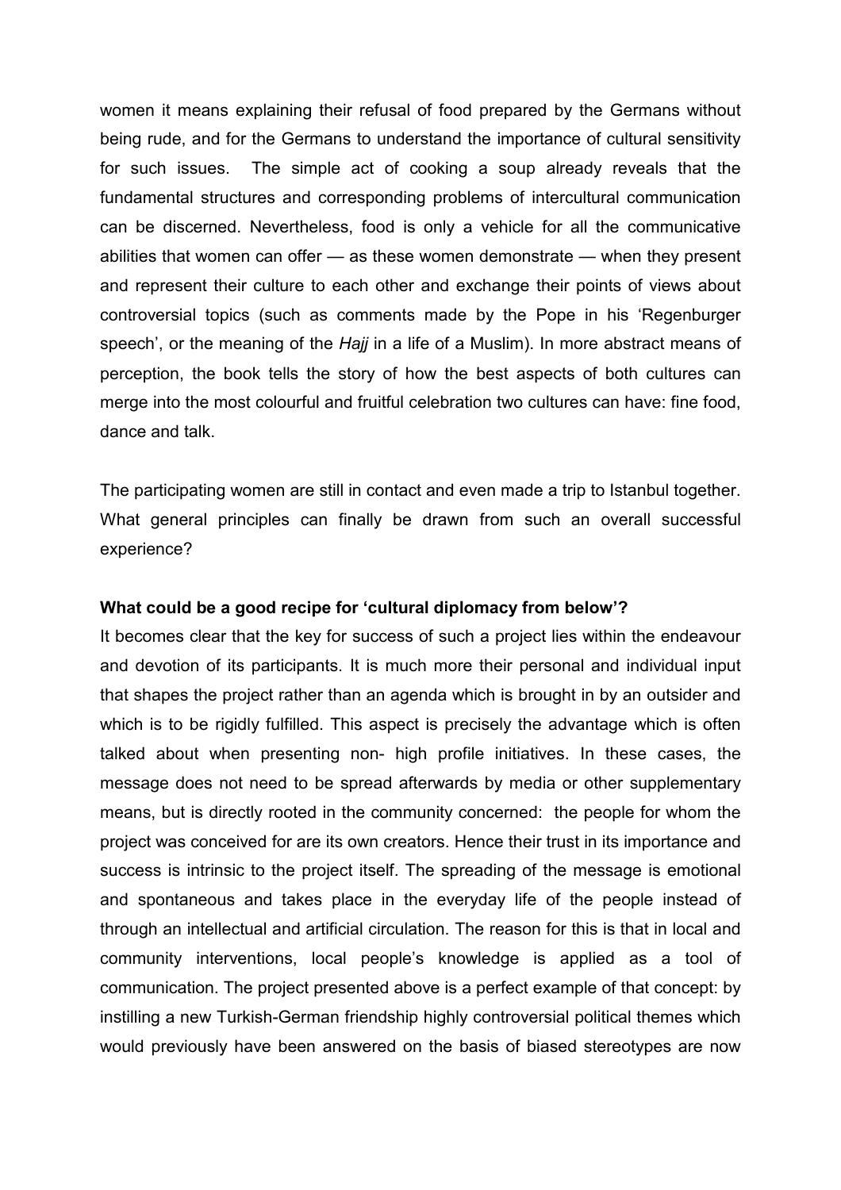women it means explaining their refusal of food prepared by the Germans without being rude, and for the Germans to understand the importance of cultural sensitivity for such issues. The simple act of cooking a soup already reveals that the fundamental structures and corresponding problems of intercultural communication can be discerned. Nevertheless, food is only a vehicle for all the communicative abilities that women can offer — as these women demonstrate — when they present and represent their culture to each other and exchange their points of views about controversial topics (such as comments made by the Pope in his 'Regenburger speech', or the meaning of the *Hajj* in a life of a Muslim). In more abstract means of perception, the book tells the story of how the best aspects of both cultures can merge into the most colourful and fruitful celebration two cultures can have: fine food, dance and talk.

The participating women are still in contact and even made a trip to Istanbul together. What general principles can finally be drawn from such an overall successful experience?

**What could be a good recipe for 'cultural diplomacy from below'?**

It becomes clear that the key for success of such a project lies within the endeavour and devotion of its participants. It is much more their personal and individual input that shapes the project rather than an agenda which is brought in by an outsider and which is to be rigidly fulfilled. This aspect is precisely the advantage which is often talked about when presenting non- high profile initiatives. In these cases, the message does not need to be spread afterwards by media or other supplementary means, but is directly rooted in the community concerned: the people for whom the project was conceived for are its own creators. Hence their trust in its importance and success is intrinsic to the project itself. The spreading of the message is emotional and spontaneous and takes place in the everyday life of the people instead of through an intellectual and artificial circulation. The reason for this is that in local and community interventions, local people's knowledge is applied as a tool of communication. The project presented above is a perfect example of that concept: by instilling a new Turkish-German friendship highly controversial political themes which would previously have been answered on the basis of biased stereotypes are now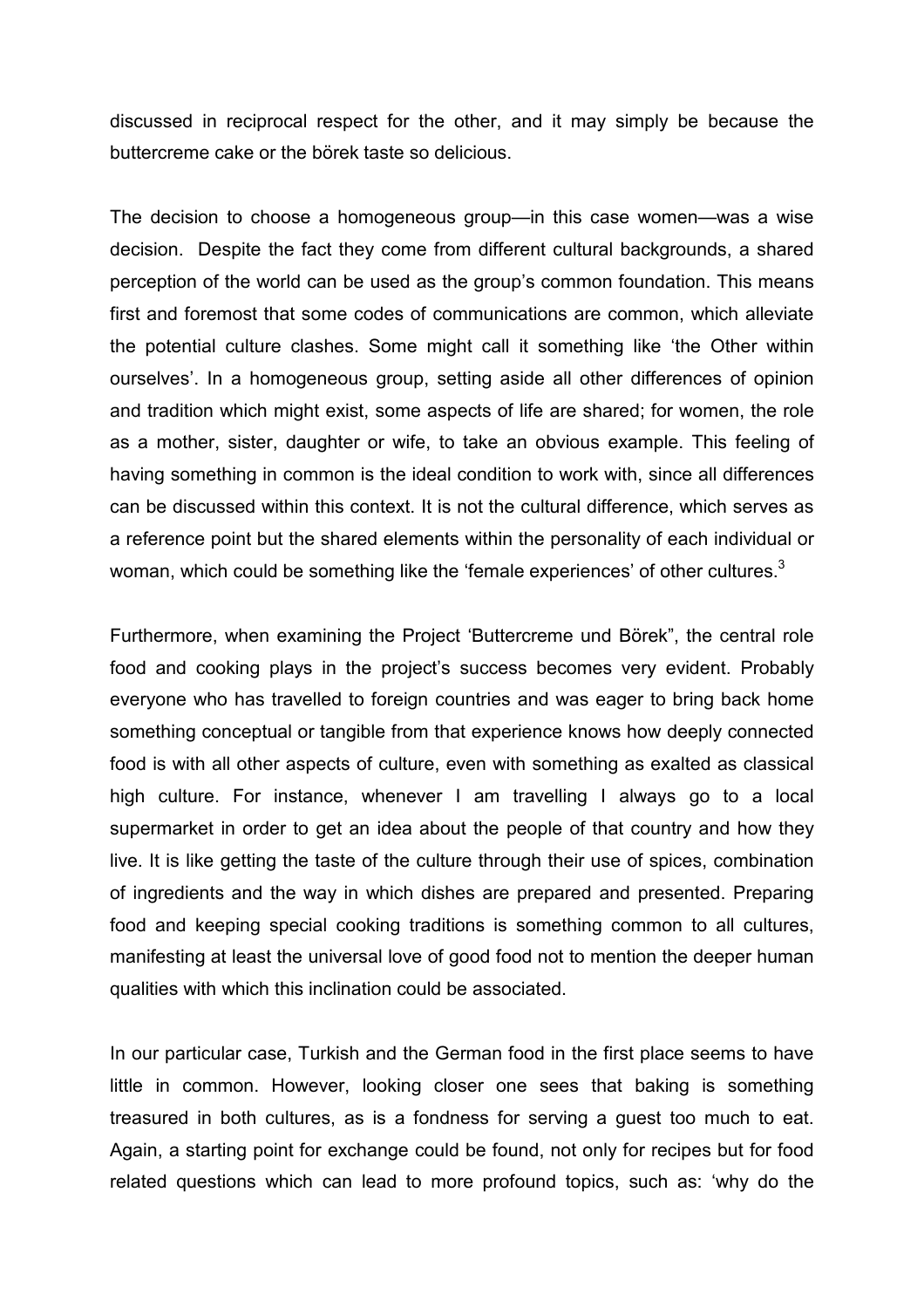discussed in reciprocal respect for the other, and it may simply be because the buttercreme cake or the börek taste so delicious.

The decision to choose a homogeneous group—in this case women—was a wise decision. Despite the fact they come from different cultural backgrounds, a shared perception of the world can be used as the group's common foundation. This means first and foremost that some codes of communications are common, which alleviate the potential culture clashes. Some might call it something like 'the Other within ourselves'. In a homogeneous group, setting aside all other differences of opinion and tradition which might exist, some aspects of life are shared; for women, the role as a mother, sister, daughter or wife, to take an obvious example. This feeling of having something in common is the ideal condition to work with, since all differences can be discussed within this context. It is not the cultural difference, which serves as a reference point but the shared elements within the personality of each individual or woman, which could be something like the 'female experiences' of other cultures.[3]

Furthermore, when examining the Project 'Buttercreme und Börek", the central role food and cooking plays in the project's success becomes very evident. Probably everyone who has travelled to foreign countries and was eager to bring back home something conceptual or tangible from that experience knows how deeply connected food is with all other aspects of culture, even with something as exalted as classical high culture. For instance, whenever I am travelling I always go to a local supermarket in order to get an idea about the people of that country and how they live. It is like getting the taste of the culture through their use of spices, combination of ingredients and the way in which dishes are prepared and presented. Preparing food and keeping special cooking traditions is something common to all cultures, manifesting at least the universal love of good food not to mention the deeper human qualities with which this inclination could be associated.

In our particular case, Turkish and the German food in the first place seems to have little in common. However, looking closer one sees that baking is something treasured in both cultures, as is a fondness for serving a guest too much to eat. Again, a starting point for exchange could be found, not only for recipes but for food related questions which can lead to more profound topics, such as: 'why do the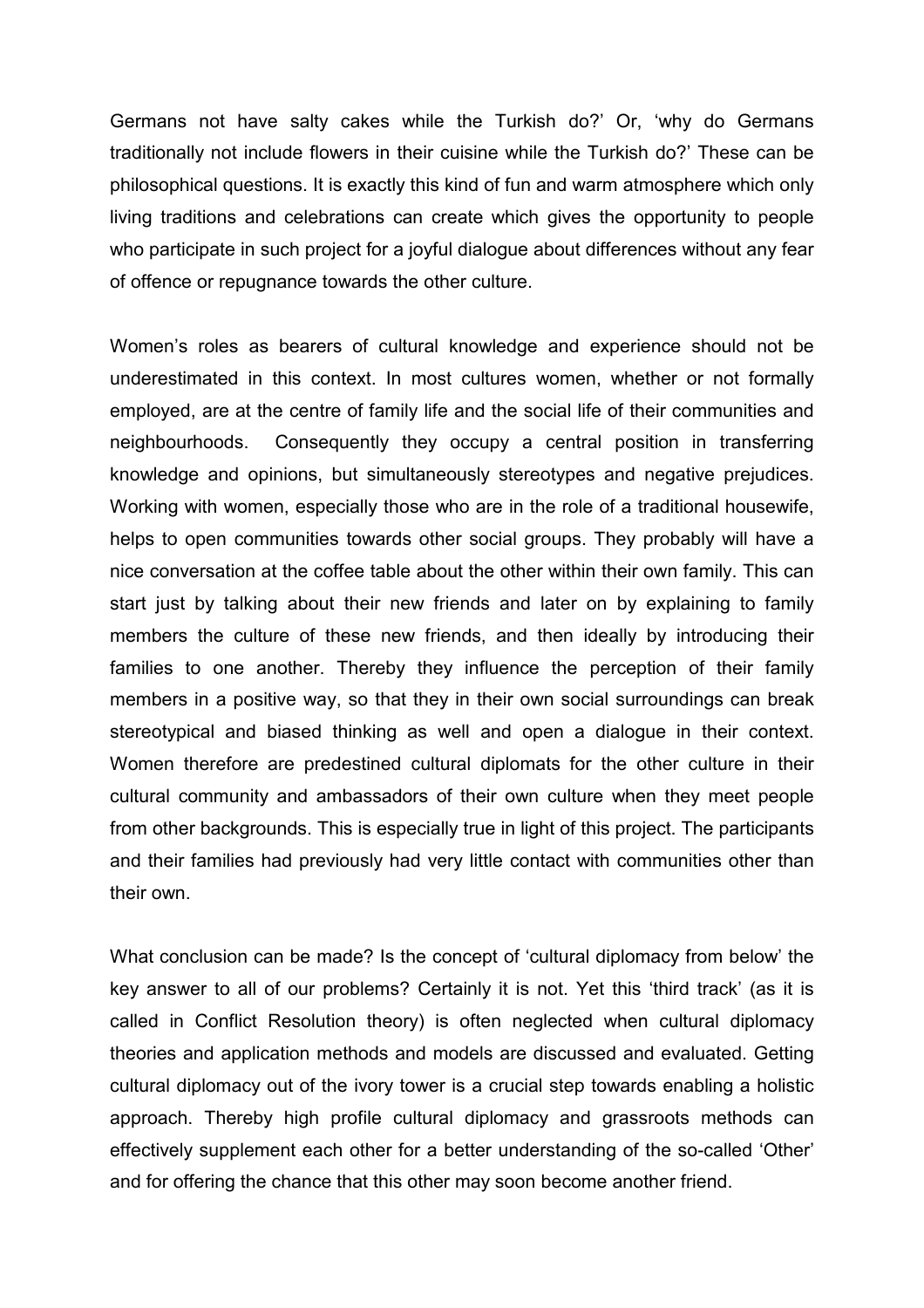Germans not have salty cakes while the Turkish do?' Or, 'why do Germans traditionally not include flowers in their cuisine while the Turkish do?' These can be philosophical questions. It is exactly this kind of fun and warm atmosphere which only living traditions and celebrations can create which gives the opportunity to people who participate in such project for a joyful dialogue about differences without any fear of offence or repugnance towards the other culture.

Women's roles as bearers of cultural knowledge and experience should not be underestimated in this context. In most cultures women, whether or not formally employed, are at the centre of family life and the social life of their communities and neighbourhoods. Consequently they occupy a central position in transferring knowledge and opinions, but simultaneously stereotypes and negative prejudices. Working with women, especially those who are in the role of a traditional housewife, helps to open communities towards other social groups. They probably will have a nice conversation at the coffee table about the other within their own family. This can start just by talking about their new friends and later on by explaining to family members the culture of these new friends, and then ideally by introducing their families to one another. Thereby they influence the perception of their family members in a positive way, so that they in their own social surroundings can break stereotypical and biased thinking as well and open a dialogue in their context. Women therefore are predestined cultural diplomats for the other culture in their cultural community and ambassadors of their own culture when they meet people from other backgrounds. This is especially true in light of this project. The participants and their families had previously had very little contact with communities other than their own.

What conclusion can be made? Is the concept of 'cultural diplomacy from below' the key answer to all of our problems? Certainly it is not. Yet this 'third track' (as it is called in Conflict Resolution theory) is often neglected when cultural diplomacy theories and application methods and models are discussed and evaluated. Getting cultural diplomacy out of the ivory tower is a crucial step towards enabling a holistic approach. Thereby high profile cultural diplomacy and grassroots methods can effectively supplement each other for a better understanding of the so-called 'Other' and for offering the chance that this other may soon become another friend.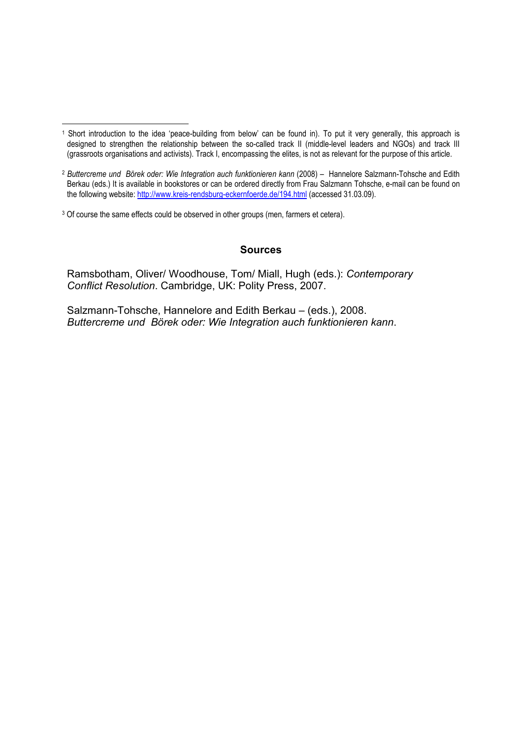[1] Short introduction to the idea 'peace-building from below' can be found in). To put it very generally, this approach is designed to strengthen the relationship between the so-called track II (middle-level leaders and NGOs) and track III (grassroots organisations and activists). Track I, encompassing the elites, is not as relevant for the purpose of this article.

[2] *Buttercreme und Börek oder: Wie Integration auch funktionieren kann* (2008) – Hannelore Salzmann-Tohsche and Edith Berkau (eds.) It is available in bookstores or can be ordered directly from Frau Salzmann Tohsche, e-mail can be found on the following website: [http://www.kreis-rendsburg-eckernfoerde.de/194.html](http://www.kreis-rendsburg-eckernfoerde.de/194.html) (accessed 31.03.09).

[3] Of course the same effects could be observed in other groups (men, farmers et cetera).

## Sources

Ramsbotham, Oliver/ Woodhouse, Tom/ Miall, Hugh (eds.): *Contemporary Conflict Resolution*. Cambridge, UK: Polity Press, 2007.

Salzmann-Tohsche, Hannelore and Edith Berkau – (eds.), 2008. *Buttercreme und Börek oder: Wie Integration auch funktionieren kann*.